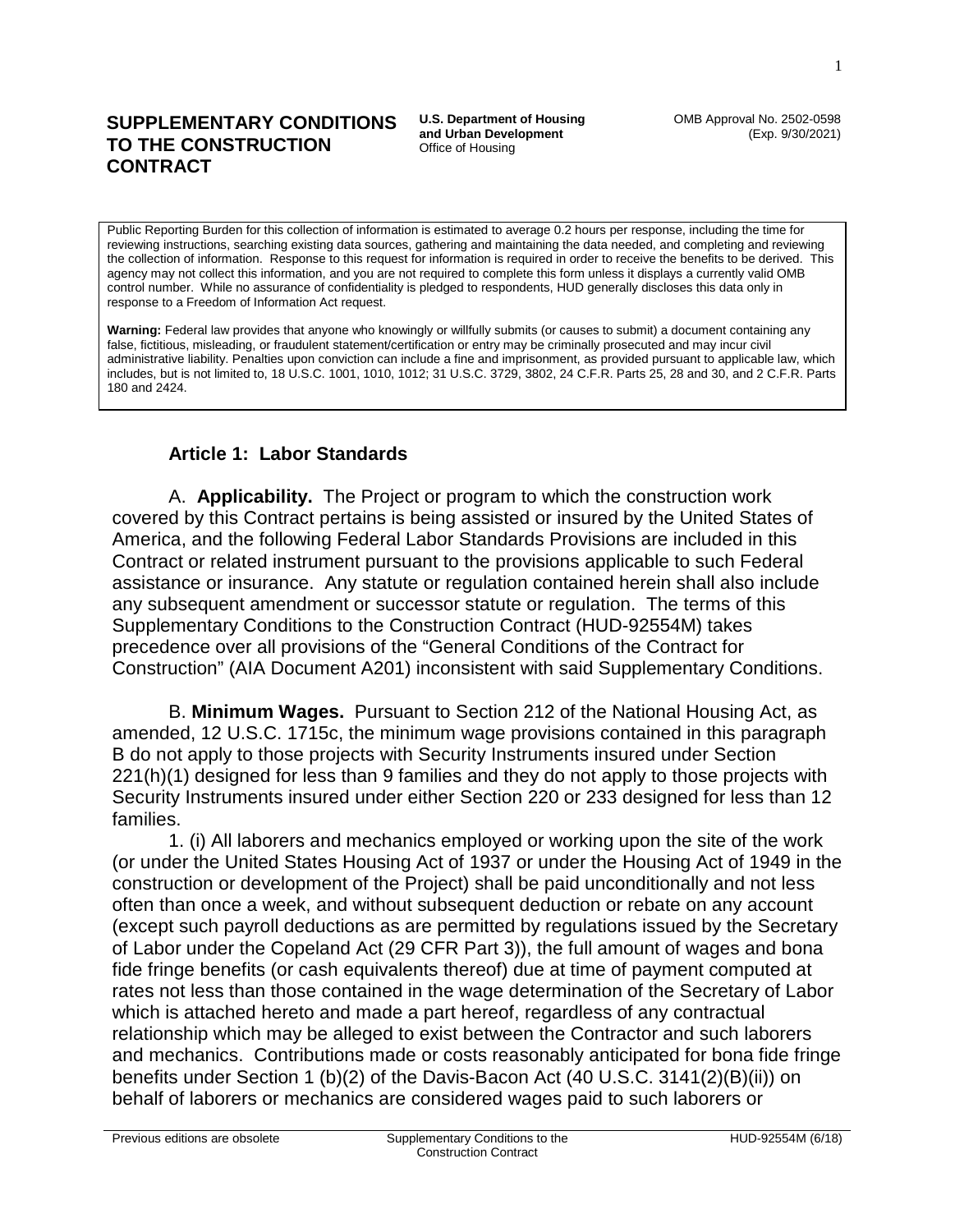# SUPPLEMENTARY CONDITIONS TO THE CONSTRUCTION CONTRACT

**U.S. Department of Housing and Urban Development**
Office of Housing

OMB Approval No. 2502-0598
(Exp. 9/30/2021)

Public Reporting Burden for this collection of information is estimated to average 0.2 hours per response, including the time for reviewing instructions, searching existing data sources, gathering and maintaining the data needed, and completing and reviewing the collection of information. Response to this request for information is required in order to receive the benefits to be derived. This agency may not collect this information, and you are not required to complete this form unless it displays a currently valid OMB control number. While no assurance of confidentiality is pledged to respondents, HUD generally discloses this data only in response to a Freedom of Information Act request.

**Warning:** Federal law provides that anyone who knowingly or willfully submits (or causes to submit) a document containing any false, fictitious, misleading, or fraudulent statement/certification or entry may be criminally prosecuted and may incur civil administrative liability. Penalties upon conviction can include a fine and imprisonment, as provided pursuant to applicable law, which includes, but is not limited to, 18 U.S.C. 1001, 1010, 1012; 31 U.S.C. 3729, 3802, 24 C.F.R. Parts 25, 28 and 30, and 2 C.F.R. Parts 180 and 2424.

## Article 1: Labor Standards

A. **Applicability.** The Project or program to which the construction work covered by this Contract pertains is being assisted or insured by the United States of America, and the following Federal Labor Standards Provisions are included in this Contract or related instrument pursuant to the provisions applicable to such Federal assistance or insurance. Any statute or regulation contained herein shall also include any subsequent amendment or successor statute or regulation. The terms of this Supplementary Conditions to the Construction Contract (HUD-92554M) takes precedence over all provisions of the "General Conditions of the Contract for Construction" (AIA Document A201) inconsistent with said Supplementary Conditions.

B. **Minimum Wages.** Pursuant to Section 212 of the National Housing Act, as amended, 12 U.S.C. 1715c, the minimum wage provisions contained in this paragraph B do not apply to those projects with Security Instruments insured under Section 221(h)(1) designed for less than 9 families and they do not apply to those projects with Security Instruments insured under either Section 220 or 233 designed for less than 12 families.

1. (i) All laborers and mechanics employed or working upon the site of the work (or under the United States Housing Act of 1937 or under the Housing Act of 1949 in the construction or development of the Project) shall be paid unconditionally and not less often than once a week, and without subsequent deduction or rebate on any account (except such payroll deductions as are permitted by regulations issued by the Secretary of Labor under the Copeland Act (29 CFR Part 3)), the full amount of wages and bona fide fringe benefits (or cash equivalents thereof) due at time of payment computed at rates not less than those contained in the wage determination of the Secretary of Labor which is attached hereto and made a part hereof, regardless of any contractual relationship which may be alleged to exist between the Contractor and such laborers and mechanics. Contributions made or costs reasonably anticipated for bona fide fringe benefits under Section 1 (b)(2) of the Davis-Bacon Act (40 U.S.C. 3141(2)(B)(ii)) on behalf of laborers or mechanics are considered wages paid to such laborers or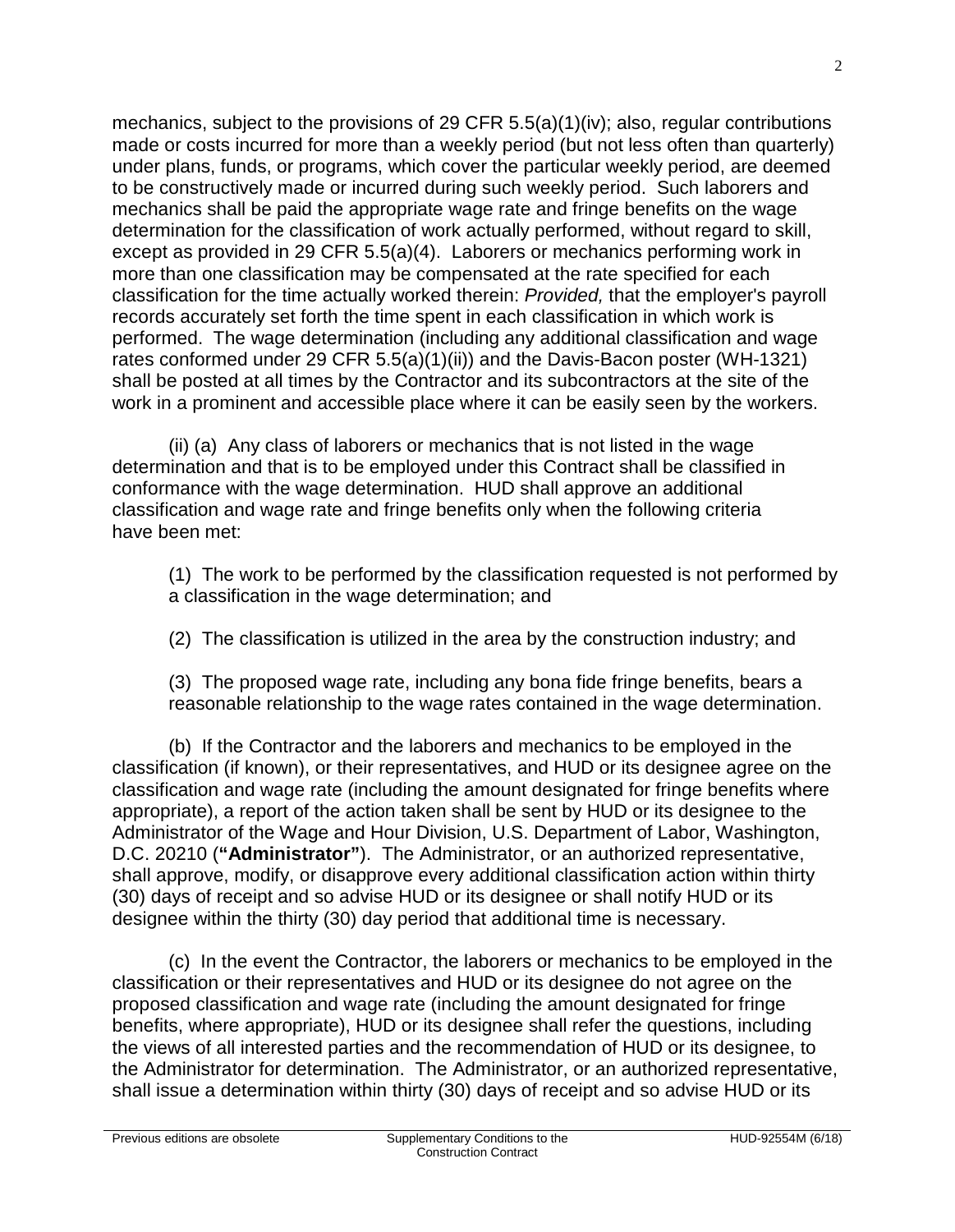mechanics, subject to the provisions of 29 CFR 5.5(a)(1)(iv); also, regular contributions made or costs incurred for more than a weekly period (but not less often than quarterly) under plans, funds, or programs, which cover the particular weekly period, are deemed to be constructively made or incurred during such weekly period. Such laborers and mechanics shall be paid the appropriate wage rate and fringe benefits on the wage determination for the classification of work actually performed, without regard to skill, except as provided in 29 CFR 5.5(a)(4). Laborers or mechanics performing work in more than one classification may be compensated at the rate specified for each classification for the time actually worked therein: *Provided,* that the employer's payroll records accurately set forth the time spent in each classification in which work is performed. The wage determination (including any additional classification and wage rates conformed under 29 CFR 5.5(a)(1)(ii)) and the Davis-Bacon poster (WH-1321) shall be posted at all times by the Contractor and its subcontractors at the site of the work in a prominent and accessible place where it can be easily seen by the workers.

(ii) (a) Any class of laborers or mechanics that is not listed in the wage determination and that is to be employed under this Contract shall be classified in conformance with the wage determination. HUD shall approve an additional classification and wage rate and fringe benefits only when the following criteria have been met:

(1) The work to be performed by the classification requested is not performed by a classification in the wage determination; and

(2) The classification is utilized in the area by the construction industry; and

(3) The proposed wage rate, including any bona fide fringe benefits, bears a reasonable relationship to the wage rates contained in the wage determination.

(b) If the Contractor and the laborers and mechanics to be employed in the classification (if known), or their representatives, and HUD or its designee agree on the classification and wage rate (including the amount designated for fringe benefits where appropriate), a report of the action taken shall be sent by HUD or its designee to the Administrator of the Wage and Hour Division, U.S. Department of Labor, Washington, D.C. 20210 (**"Administrator"**). The Administrator, or an authorized representative, shall approve, modify, or disapprove every additional classification action within thirty (30) days of receipt and so advise HUD or its designee or shall notify HUD or its designee within the thirty (30) day period that additional time is necessary.

(c) In the event the Contractor, the laborers or mechanics to be employed in the classification or their representatives and HUD or its designee do not agree on the proposed classification and wage rate (including the amount designated for fringe benefits, where appropriate), HUD or its designee shall refer the questions, including the views of all interested parties and the recommendation of HUD or its designee, to the Administrator for determination. The Administrator, or an authorized representative, shall issue a determination within thirty (30) days of receipt and so advise HUD or its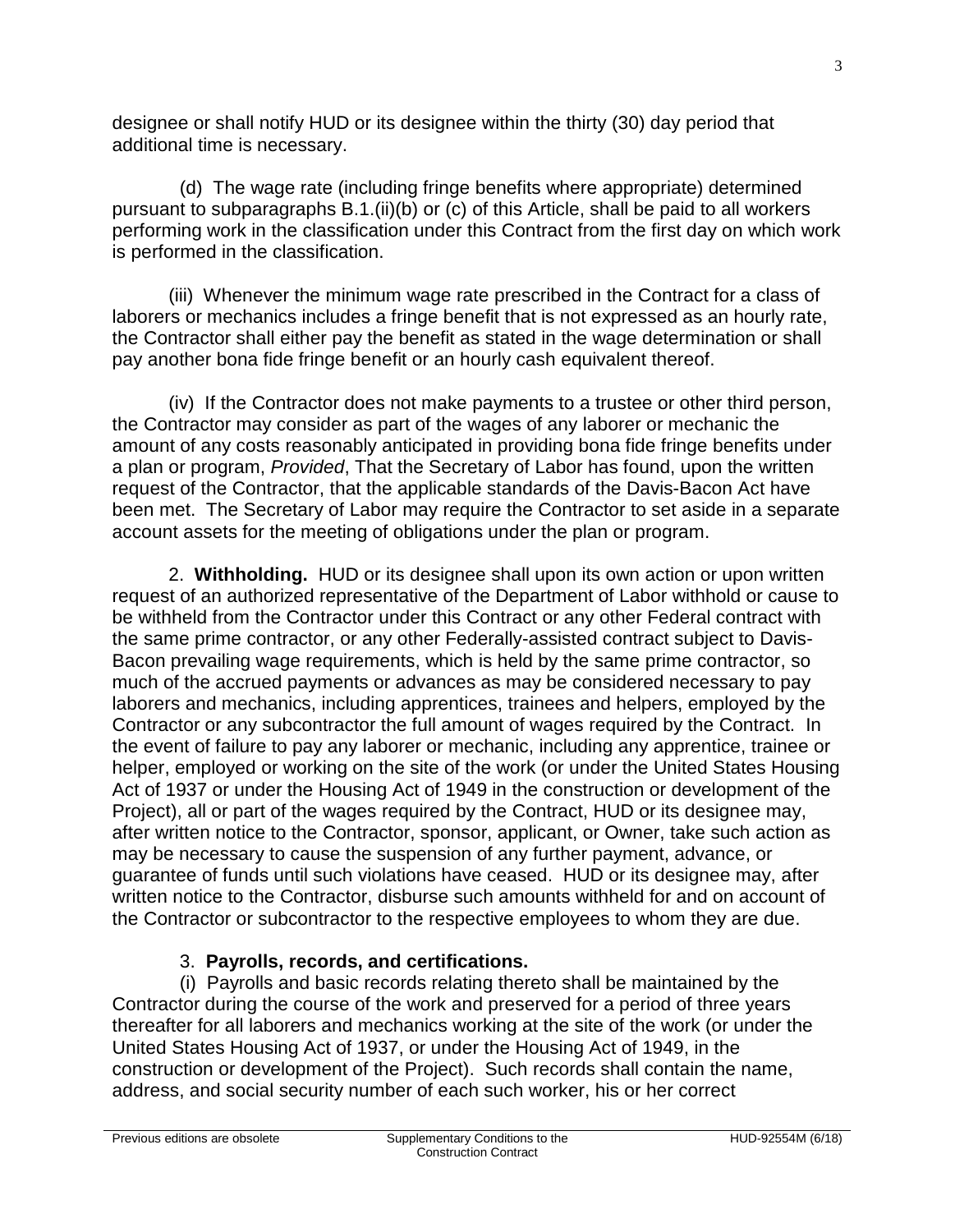designee or shall notify HUD or its designee within the thirty (30) day period that additional time is necessary.

(d) The wage rate (including fringe benefits where appropriate) determined pursuant to subparagraphs B.1.(ii)(b) or (c) of this Article, shall be paid to all workers performing work in the classification under this Contract from the first day on which work is performed in the classification.

(iii) Whenever the minimum wage rate prescribed in the Contract for a class of laborers or mechanics includes a fringe benefit that is not expressed as an hourly rate, the Contractor shall either pay the benefit as stated in the wage determination or shall pay another bona fide fringe benefit or an hourly cash equivalent thereof.

(iv) If the Contractor does not make payments to a trustee or other third person, the Contractor may consider as part of the wages of any laborer or mechanic the amount of any costs reasonably anticipated in providing bona fide fringe benefits under a plan or program, *Provided*, That the Secretary of Labor has found, upon the written request of the Contractor, that the applicable standards of the Davis-Bacon Act have been met. The Secretary of Labor may require the Contractor to set aside in a separate account assets for the meeting of obligations under the plan or program.

2. **Withholding.** HUD or its designee shall upon its own action or upon written request of an authorized representative of the Department of Labor withhold or cause to be withheld from the Contractor under this Contract or any other Federal contract with the same prime contractor, or any other Federally-assisted contract subject to Davis-Bacon prevailing wage requirements, which is held by the same prime contractor, so much of the accrued payments or advances as may be considered necessary to pay laborers and mechanics, including apprentices, trainees and helpers, employed by the Contractor or any subcontractor the full amount of wages required by the Contract. In the event of failure to pay any laborer or mechanic, including any apprentice, trainee or helper, employed or working on the site of the work (or under the United States Housing Act of 1937 or under the Housing Act of 1949 in the construction or development of the Project), all or part of the wages required by the Contract, HUD or its designee may, after written notice to the Contractor, sponsor, applicant, or Owner, take such action as may be necessary to cause the suspension of any further payment, advance, or guarantee of funds until such violations have ceased. HUD or its designee may, after written notice to the Contractor, disburse such amounts withheld for and on account of the Contractor or subcontractor to the respective employees to whom they are due.

3. **Payrolls, records, and certifications.**

(i) Payrolls and basic records relating thereto shall be maintained by the Contractor during the course of the work and preserved for a period of three years thereafter for all laborers and mechanics working at the site of the work (or under the United States Housing Act of 1937, or under the Housing Act of 1949, in the construction or development of the Project). Such records shall contain the name, address, and social security number of each such worker, his or her correct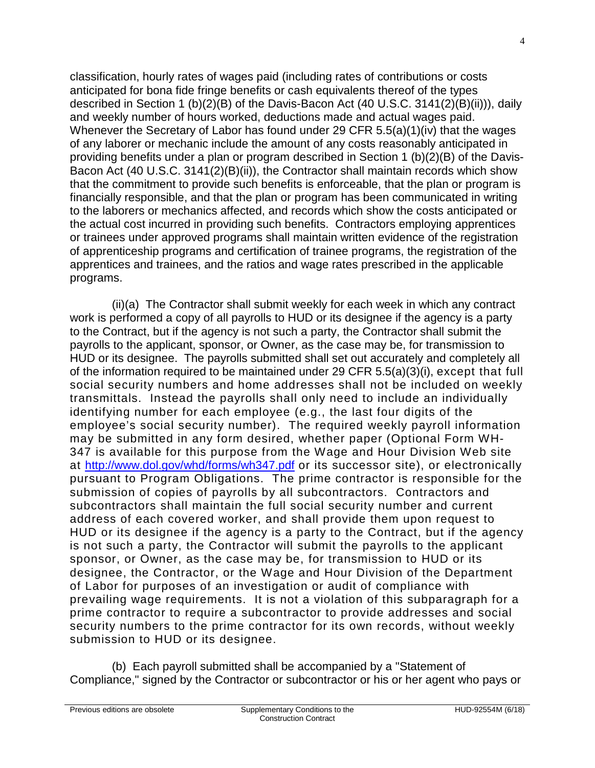classification, hourly rates of wages paid (including rates of contributions or costs anticipated for bona fide fringe benefits or cash equivalents thereof of the types described in Section 1 (b)(2)(B) of the Davis-Bacon Act (40 U.S.C. 3141(2)(B)(ii))), daily and weekly number of hours worked, deductions made and actual wages paid. Whenever the Secretary of Labor has found under 29 CFR 5.5(a)(1)(iv) that the wages of any laborer or mechanic include the amount of any costs reasonably anticipated in providing benefits under a plan or program described in Section 1 (b)(2)(B) of the Davis-Bacon Act (40 U.S.C. 3141(2)(B)(ii)), the Contractor shall maintain records which show that the commitment to provide such benefits is enforceable, that the plan or program is financially responsible, and that the plan or program has been communicated in writing to the laborers or mechanics affected, and records which show the costs anticipated or the actual cost incurred in providing such benefits. Contractors employing apprentices or trainees under approved programs shall maintain written evidence of the registration of apprenticeship programs and certification of trainee programs, the registration of the apprentices and trainees, and the ratios and wage rates prescribed in the applicable programs.

(ii)(a) The Contractor shall submit weekly for each week in which any contract work is performed a copy of all payrolls to HUD or its designee if the agency is a party to the Contract, but if the agency is not such a party, the Contractor shall submit the payrolls to the applicant, sponsor, or Owner, as the case may be, for transmission to HUD or its designee. The payrolls submitted shall set out accurately and completely all of the information required to be maintained under 29 CFR 5.5(a)(3)(i), except that full social security numbers and home addresses shall not be included on weekly transmittals. Instead the payrolls shall only need to include an individually identifying number for each employee (e.g., the last four digits of the employee's social security number). The required weekly payroll information may be submitted in any form desired, whether paper (Optional Form WH-347 is available for this purpose from the Wage and Hour Division Web site at [http://www.dol.gov/whd/forms/wh347.pdf](http://www.dol.gov/whd/forms/wh347.pdf) or its successor site), or electronically pursuant to Program Obligations. The prime contractor is responsible for the submission of copies of payrolls by all subcontractors. Contractors and subcontractors shall maintain the full social security number and current address of each covered worker, and shall provide them upon request to HUD or its designee if the agency is a party to the Contract, but if the agency is not such a party, the Contractor will submit the payrolls to the applicant sponsor, or Owner, as the case may be, for transmission to HUD or its designee, the Contractor, or the Wage and Hour Division of the Department of Labor for purposes of an investigation or audit of compliance with prevailing wage requirements. It is not a violation of this subparagraph for a prime contractor to require a subcontractor to provide addresses and social security numbers to the prime contractor for its own records, without weekly submission to HUD or its designee.

(b) Each payroll submitted shall be accompanied by a "Statement of Compliance," signed by the Contractor or subcontractor or his or her agent who pays or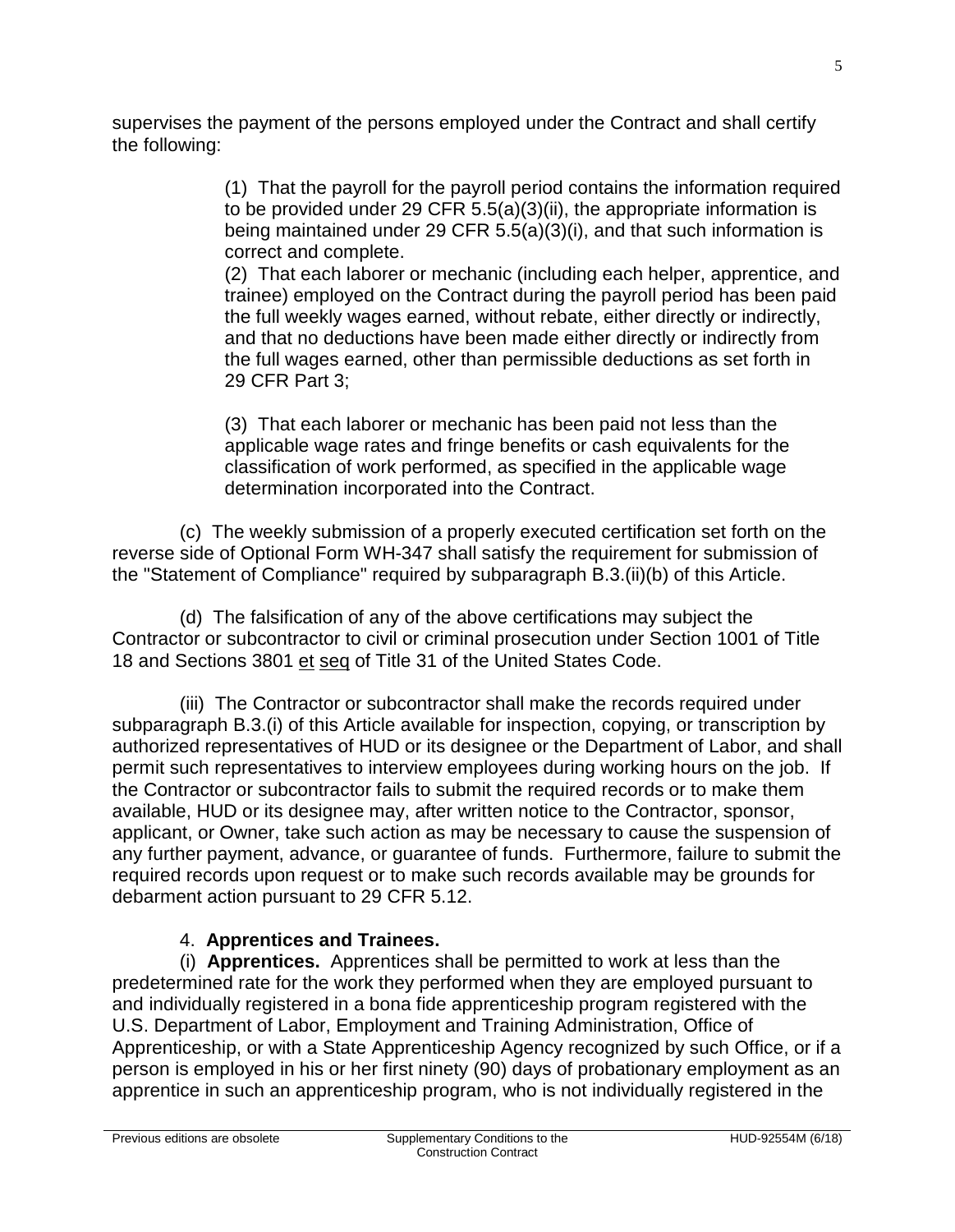supervises the payment of the persons employed under the Contract and shall certify the following:

(1) That the payroll for the payroll period contains the information required to be provided under 29 CFR 5.5(a)(3)(ii), the appropriate information is being maintained under 29 CFR 5.5(a)(3)(i), and that such information is correct and complete.

(2) That each laborer or mechanic (including each helper, apprentice, and trainee) employed on the Contract during the payroll period has been paid the full weekly wages earned, without rebate, either directly or indirectly, and that no deductions have been made either directly or indirectly from the full wages earned, other than permissible deductions as set forth in 29 CFR Part 3;

(3) That each laborer or mechanic has been paid not less than the applicable wage rates and fringe benefits or cash equivalents for the classification of work performed, as specified in the applicable wage determination incorporated into the Contract.

(c) The weekly submission of a properly executed certification set forth on the reverse side of Optional Form WH-347 shall satisfy the requirement for submission of the "Statement of Compliance" required by subparagraph B.3.(ii)(b) of this Article.

(d) The falsification of any of the above certifications may subject the Contractor or subcontractor to civil or criminal prosecution under Section 1001 of Title 18 and Sections 3801 et seq of Title 31 of the United States Code.

(iii) The Contractor or subcontractor shall make the records required under subparagraph B.3.(i) of this Article available for inspection, copying, or transcription by authorized representatives of HUD or its designee or the Department of Labor, and shall permit such representatives to interview employees during working hours on the job. If the Contractor or subcontractor fails to submit the required records or to make them available, HUD or its designee may, after written notice to the Contractor, sponsor, applicant, or Owner, take such action as may be necessary to cause the suspension of any further payment, advance, or guarantee of funds. Furthermore, failure to submit the required records upon request or to make such records available may be grounds for debarment action pursuant to 29 CFR 5.12.

4. **Apprentices and Trainees.**

(i) **Apprentices.** Apprentices shall be permitted to work at less than the predetermined rate for the work they performed when they are employed pursuant to and individually registered in a bona fide apprenticeship program registered with the U.S. Department of Labor, Employment and Training Administration, Office of Apprenticeship, or with a State Apprenticeship Agency recognized by such Office, or if a person is employed in his or her first ninety (90) days of probationary employment as an apprentice in such an apprenticeship program, who is not individually registered in the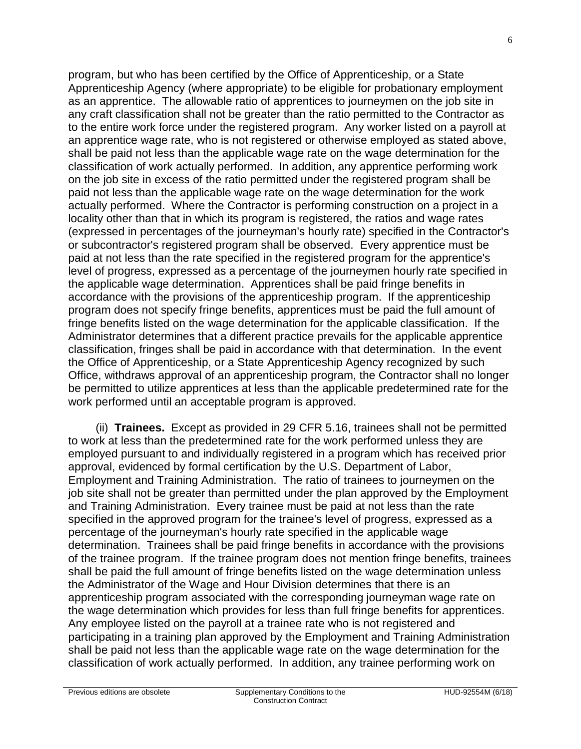program, but who has been certified by the Office of Apprenticeship, or a State Apprenticeship Agency (where appropriate) to be eligible for probationary employment as an apprentice. The allowable ratio of apprentices to journeymen on the job site in any craft classification shall not be greater than the ratio permitted to the Contractor as to the entire work force under the registered program. Any worker listed on a payroll at an apprentice wage rate, who is not registered or otherwise employed as stated above, shall be paid not less than the applicable wage rate on the wage determination for the classification of work actually performed. In addition, any apprentice performing work on the job site in excess of the ratio permitted under the registered program shall be paid not less than the applicable wage rate on the wage determination for the work actually performed. Where the Contractor is performing construction on a project in a locality other than that in which its program is registered, the ratios and wage rates (expressed in percentages of the journeyman's hourly rate) specified in the Contractor's or subcontractor's registered program shall be observed. Every apprentice must be paid at not less than the rate specified in the registered program for the apprentice's level of progress, expressed as a percentage of the journeymen hourly rate specified in the applicable wage determination. Apprentices shall be paid fringe benefits in accordance with the provisions of the apprenticeship program. If the apprenticeship program does not specify fringe benefits, apprentices must be paid the full amount of fringe benefits listed on the wage determination for the applicable classification. If the Administrator determines that a different practice prevails for the applicable apprentice classification, fringes shall be paid in accordance with that determination. In the event the Office of Apprenticeship, or a State Apprenticeship Agency recognized by such Office, withdraws approval of an apprenticeship program, the Contractor shall no longer be permitted to utilize apprentices at less than the applicable predetermined rate for the work performed until an acceptable program is approved.

(ii) **Trainees.** Except as provided in 29 CFR 5.16, trainees shall not be permitted to work at less than the predetermined rate for the work performed unless they are employed pursuant to and individually registered in a program which has received prior approval, evidenced by formal certification by the U.S. Department of Labor, Employment and Training Administration. The ratio of trainees to journeymen on the job site shall not be greater than permitted under the plan approved by the Employment and Training Administration. Every trainee must be paid at not less than the rate specified in the approved program for the trainee's level of progress, expressed as a percentage of the journeyman's hourly rate specified in the applicable wage determination. Trainees shall be paid fringe benefits in accordance with the provisions of the trainee program. If the trainee program does not mention fringe benefits, trainees shall be paid the full amount of fringe benefits listed on the wage determination unless the Administrator of the Wage and Hour Division determines that there is an apprenticeship program associated with the corresponding journeyman wage rate on the wage determination which provides for less than full fringe benefits for apprentices. Any employee listed on the payroll at a trainee rate who is not registered and participating in a training plan approved by the Employment and Training Administration shall be paid not less than the applicable wage rate on the wage determination for the classification of work actually performed. In addition, any trainee performing work on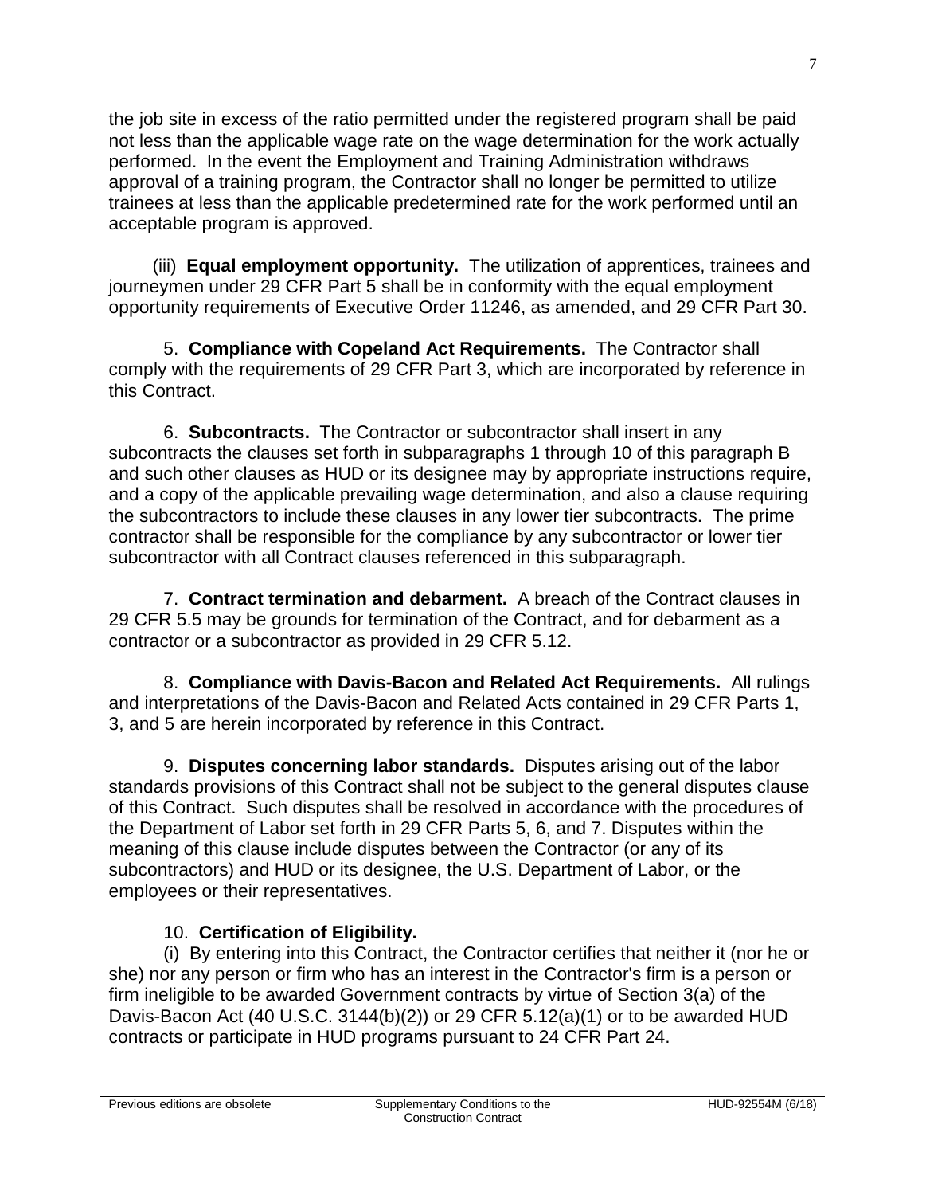the job site in excess of the ratio permitted under the registered program shall be paid not less than the applicable wage rate on the wage determination for the work actually performed. In the event the Employment and Training Administration withdraws approval of a training program, the Contractor shall no longer be permitted to utilize trainees at less than the applicable predetermined rate for the work performed until an acceptable program is approved.

(iii) **Equal employment opportunity.** The utilization of apprentices, trainees and journeymen under 29 CFR Part 5 shall be in conformity with the equal employment opportunity requirements of Executive Order 11246, as amended, and 29 CFR Part 30.

5. **Compliance with Copeland Act Requirements.** The Contractor shall comply with the requirements of 29 CFR Part 3, which are incorporated by reference in this Contract.

6. **Subcontracts.** The Contractor or subcontractor shall insert in any subcontracts the clauses set forth in subparagraphs 1 through 10 of this paragraph B and such other clauses as HUD or its designee may by appropriate instructions require, and a copy of the applicable prevailing wage determination, and also a clause requiring the subcontractors to include these clauses in any lower tier subcontracts. The prime contractor shall be responsible for the compliance by any subcontractor or lower tier subcontractor with all Contract clauses referenced in this subparagraph.

7. **Contract termination and debarment.** A breach of the Contract clauses in 29 CFR 5.5 may be grounds for termination of the Contract, and for debarment as a contractor or a subcontractor as provided in 29 CFR 5.12.

8. **Compliance with Davis-Bacon and Related Act Requirements.** All rulings and interpretations of the Davis-Bacon and Related Acts contained in 29 CFR Parts 1, 3, and 5 are herein incorporated by reference in this Contract.

9. **Disputes concerning labor standards.** Disputes arising out of the labor standards provisions of this Contract shall not be subject to the general disputes clause of this Contract. Such disputes shall be resolved in accordance with the procedures of the Department of Labor set forth in 29 CFR Parts 5, 6, and 7. Disputes within the meaning of this clause include disputes between the Contractor (or any of its subcontractors) and HUD or its designee, the U.S. Department of Labor, or the employees or their representatives.

10. **Certification of Eligibility.**

(i) By entering into this Contract, the Contractor certifies that neither it (nor he or she) nor any person or firm who has an interest in the Contractor's firm is a person or firm ineligible to be awarded Government contracts by virtue of Section 3(a) of the Davis-Bacon Act (40 U.S.C. 3144(b)(2)) or 29 CFR 5.12(a)(1) or to be awarded HUD contracts or participate in HUD programs pursuant to 24 CFR Part 24.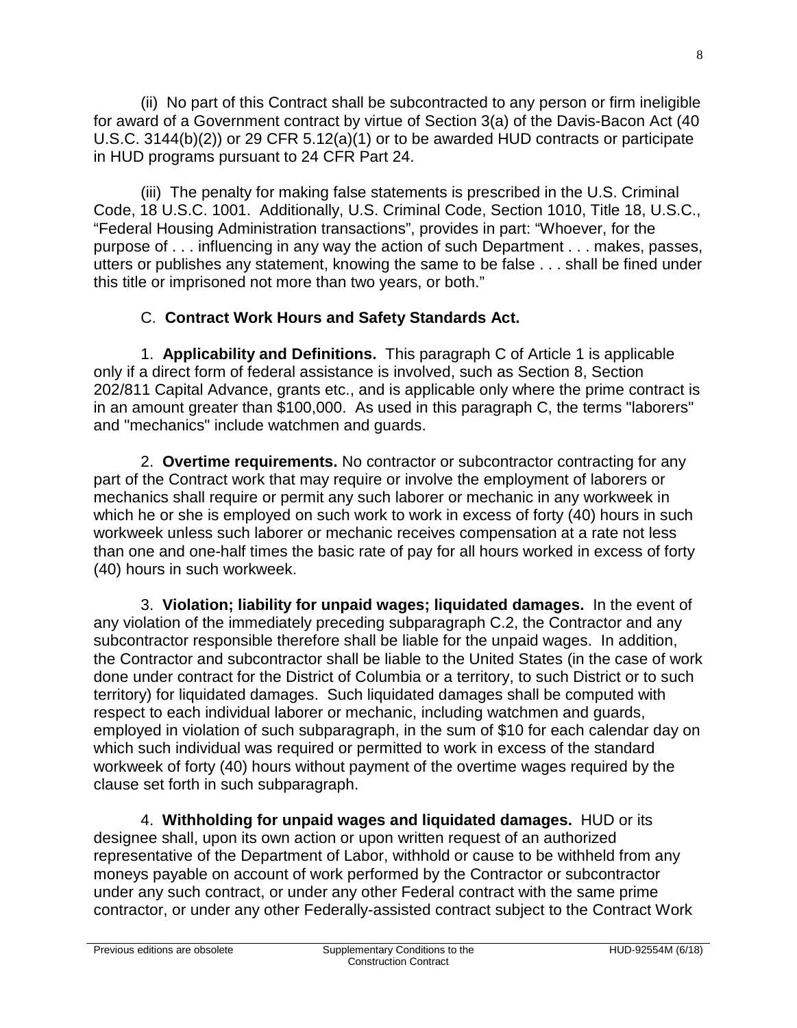(ii) No part of this Contract shall be subcontracted to any person or firm ineligible for award of a Government contract by virtue of Section 3(a) of the Davis-Bacon Act (40 U.S.C. 3144(b)(2)) or 29 CFR 5.12(a)(1) or to be awarded HUD contracts or participate in HUD programs pursuant to 24 CFR Part 24.

(iii) The penalty for making false statements is prescribed in the U.S. Criminal Code, 18 U.S.C. 1001. Additionally, U.S. Criminal Code, Section 1010, Title 18, U.S.C., "Federal Housing Administration transactions", provides in part: "Whoever, for the purpose of . . . influencing in any way the action of such Department . . . makes, passes, utters or publishes any statement, knowing the same to be false . . . shall be fined under this title or imprisoned not more than two years, or both."

C. **Contract Work Hours and Safety Standards Act.**

1. **Applicability and Definitions.** This paragraph C of Article 1 is applicable only if a direct form of federal assistance is involved, such as Section 8, Section 202/811 Capital Advance, grants etc., and is applicable only where the prime contract is in an amount greater than $100,000. As used in this paragraph C, the terms "laborers" and "mechanics" include watchmen and guards.

2. **Overtime requirements.** No contractor or subcontractor contracting for any part of the Contract work that may require or involve the employment of laborers or mechanics shall require or permit any such laborer or mechanic in any workweek in which he or she is employed on such work to work in excess of forty (40) hours in such workweek unless such laborer or mechanic receives compensation at a rate not less than one and one-half times the basic rate of pay for all hours worked in excess of forty (40) hours in such workweek.

3. **Violation; liability for unpaid wages; liquidated damages.** In the event of any violation of the immediately preceding subparagraph C.2, the Contractor and any subcontractor responsible therefore shall be liable for the unpaid wages. In addition, the Contractor and subcontractor shall be liable to the United States (in the case of work done under contract for the District of Columbia or a territory, to such District or to such territory) for liquidated damages. Such liquidated damages shall be computed with respect to each individual laborer or mechanic, including watchmen and guards, employed in violation of such subparagraph, in the sum of $10 for each calendar day on which such individual was required or permitted to work in excess of the standard workweek of forty (40) hours without payment of the overtime wages required by the clause set forth in such subparagraph.

4. **Withholding for unpaid wages and liquidated damages.** HUD or its designee shall, upon its own action or upon written request of an authorized representative of the Department of Labor, withhold or cause to be withheld from any moneys payable on account of work performed by the Contractor or subcontractor under any such contract, or under any other Federal contract with the same prime contractor, or under any other Federally-assisted contract subject to the Contract Work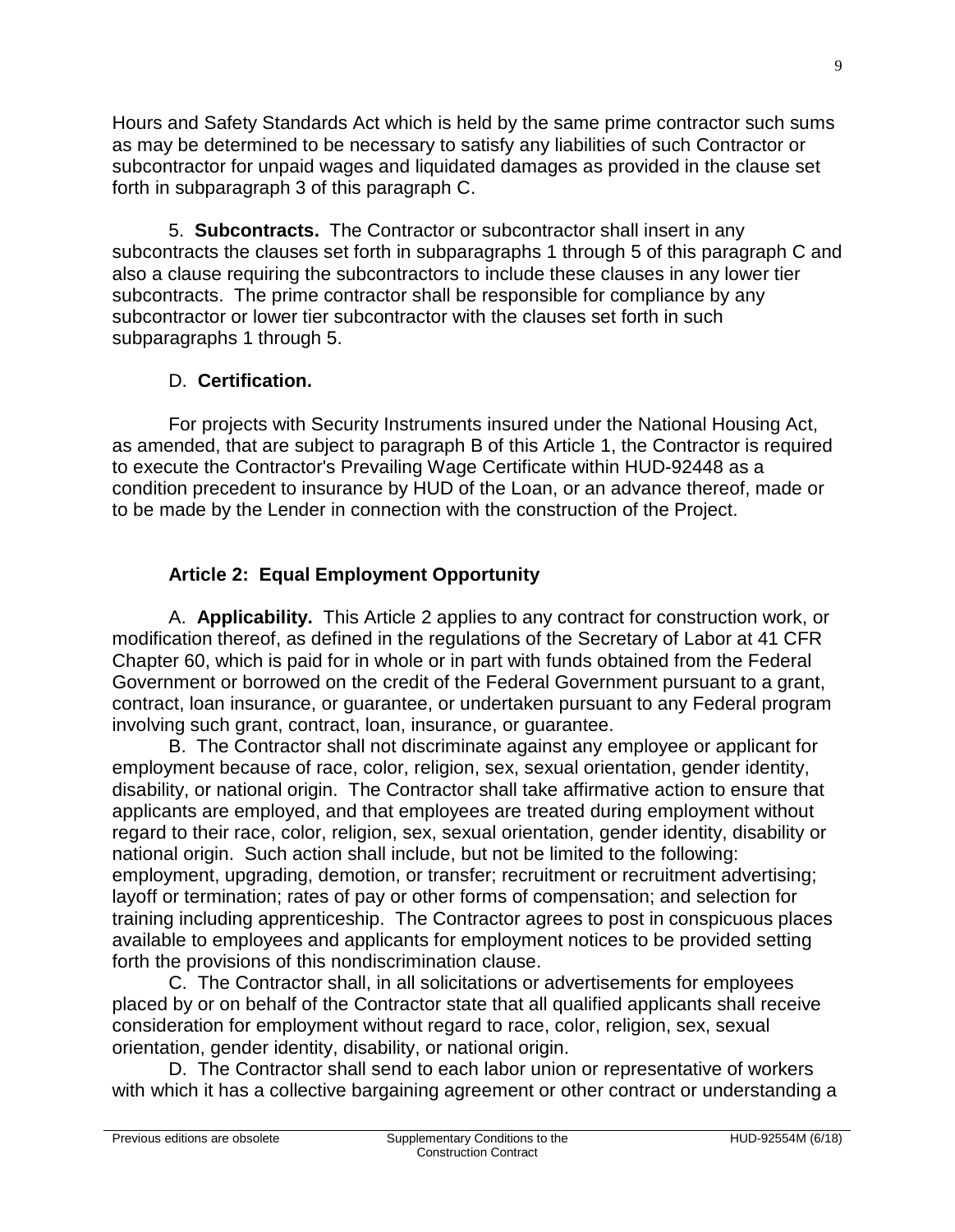Hours and Safety Standards Act which is held by the same prime contractor such sums as may be determined to be necessary to satisfy any liabilities of such Contractor or subcontractor for unpaid wages and liquidated damages as provided in the clause set forth in subparagraph 3 of this paragraph C.

5. **Subcontracts.** The Contractor or subcontractor shall insert in any subcontracts the clauses set forth in subparagraphs 1 through 5 of this paragraph C and also a clause requiring the subcontractors to include these clauses in any lower tier subcontracts. The prime contractor shall be responsible for compliance by any subcontractor or lower tier subcontractor with the clauses set forth in such subparagraphs 1 through 5.

D. **Certification.**

For projects with Security Instruments insured under the National Housing Act, as amended, that are subject to paragraph B of this Article 1, the Contractor is required to execute the Contractor's Prevailing Wage Certificate within HUD-92448 as a condition precedent to insurance by HUD of the Loan, or an advance thereof, made or to be made by the Lender in connection with the construction of the Project.

## Article 2: Equal Employment Opportunity

A. **Applicability.** This Article 2 applies to any contract for construction work, or modification thereof, as defined in the regulations of the Secretary of Labor at 41 CFR Chapter 60, which is paid for in whole or in part with funds obtained from the Federal Government or borrowed on the credit of the Federal Government pursuant to a grant, contract, loan insurance, or guarantee, or undertaken pursuant to any Federal program involving such grant, contract, loan, insurance, or guarantee.

B. The Contractor shall not discriminate against any employee or applicant for employment because of race, color, religion, sex, sexual orientation, gender identity, disability, or national origin. The Contractor shall take affirmative action to ensure that applicants are employed, and that employees are treated during employment without regard to their race, color, religion, sex, sexual orientation, gender identity, disability or national origin. Such action shall include, but not be limited to the following: employment, upgrading, demotion, or transfer; recruitment or recruitment advertising; layoff or termination; rates of pay or other forms of compensation; and selection for training including apprenticeship. The Contractor agrees to post in conspicuous places available to employees and applicants for employment notices to be provided setting forth the provisions of this nondiscrimination clause.

C. The Contractor shall, in all solicitations or advertisements for employees placed by or on behalf of the Contractor state that all qualified applicants shall receive consideration for employment without regard to race, color, religion, sex, sexual orientation, gender identity, disability, or national origin.

D. The Contractor shall send to each labor union or representative of workers with which it has a collective bargaining agreement or other contract or understanding a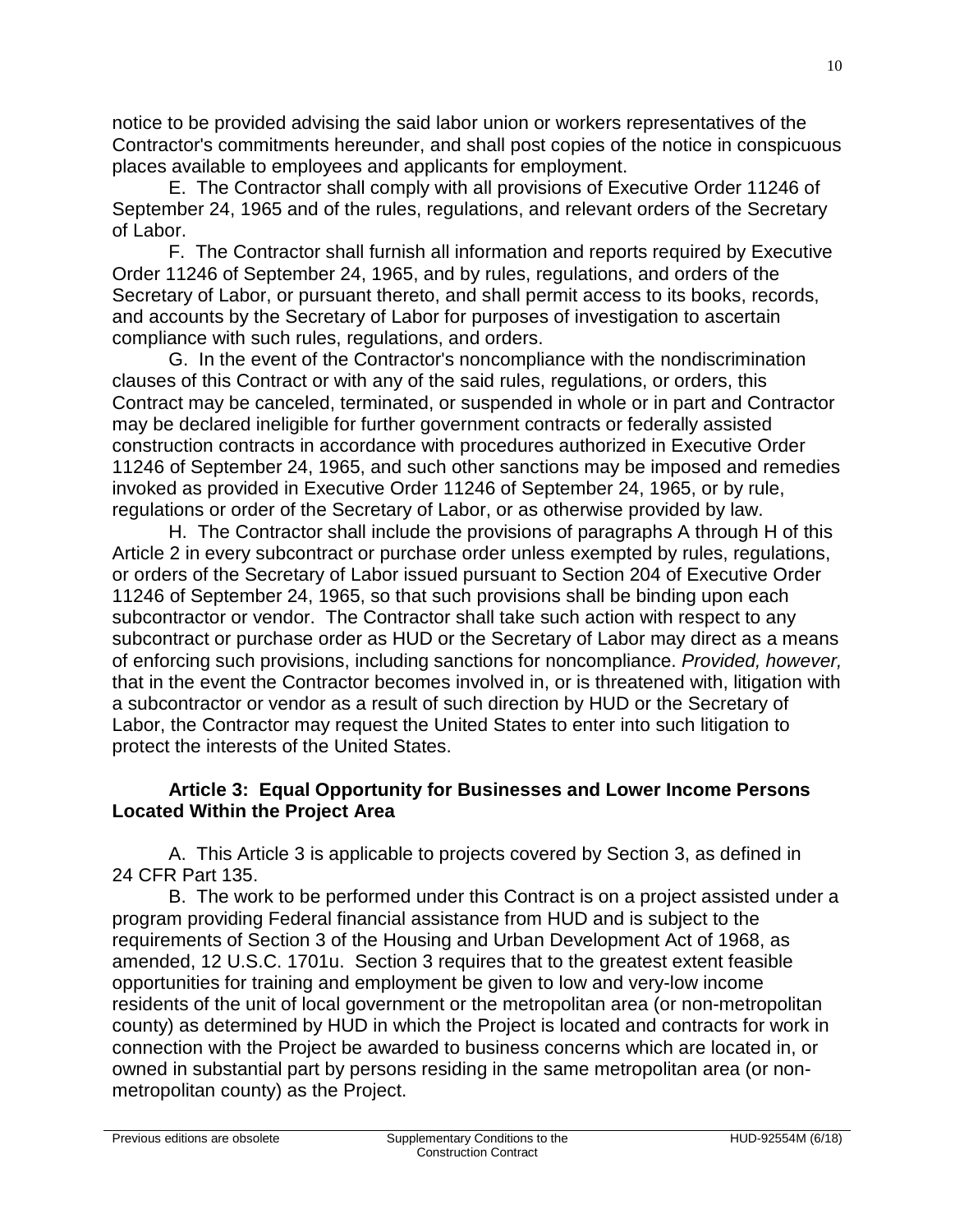notice to be provided advising the said labor union or workers representatives of the Contractor's commitments hereunder, and shall post copies of the notice in conspicuous places available to employees and applicants for employment.

E. The Contractor shall comply with all provisions of Executive Order 11246 of September 24, 1965 and of the rules, regulations, and relevant orders of the Secretary of Labor.

F. The Contractor shall furnish all information and reports required by Executive Order 11246 of September 24, 1965, and by rules, regulations, and orders of the Secretary of Labor, or pursuant thereto, and shall permit access to its books, records, and accounts by the Secretary of Labor for purposes of investigation to ascertain compliance with such rules, regulations, and orders.

G. In the event of the Contractor's noncompliance with the nondiscrimination clauses of this Contract or with any of the said rules, regulations, or orders, this Contract may be canceled, terminated, or suspended in whole or in part and Contractor may be declared ineligible for further government contracts or federally assisted construction contracts in accordance with procedures authorized in Executive Order 11246 of September 24, 1965, and such other sanctions may be imposed and remedies invoked as provided in Executive Order 11246 of September 24, 1965, or by rule, regulations or order of the Secretary of Labor, or as otherwise provided by law.

H. The Contractor shall include the provisions of paragraphs A through H of this Article 2 in every subcontract or purchase order unless exempted by rules, regulations, or orders of the Secretary of Labor issued pursuant to Section 204 of Executive Order 11246 of September 24, 1965, so that such provisions shall be binding upon each subcontractor or vendor. The Contractor shall take such action with respect to any subcontract or purchase order as HUD or the Secretary of Labor may direct as a means of enforcing such provisions, including sanctions for noncompliance. *Provided, however,* that in the event the Contractor becomes involved in, or is threatened with, litigation with a subcontractor or vendor as a result of such direction by HUD or the Secretary of Labor, the Contractor may request the United States to enter into such litigation to protect the interests of the United States.

**Article 3: Equal Opportunity for Businesses and Lower Income Persons Located Within the Project Area**

A. This Article 3 is applicable to projects covered by Section 3, as defined in 24 CFR Part 135.

B. The work to be performed under this Contract is on a project assisted under a program providing Federal financial assistance from HUD and is subject to the requirements of Section 3 of the Housing and Urban Development Act of 1968, as amended, 12 U.S.C. 1701u. Section 3 requires that to the greatest extent feasible opportunities for training and employment be given to low and very-low income residents of the unit of local government or the metropolitan area (or non-metropolitan county) as determined by HUD in which the Project is located and contracts for work in connection with the Project be awarded to business concerns which are located in, or owned in substantial part by persons residing in the same metropolitan area (or non-metropolitan county) as the Project.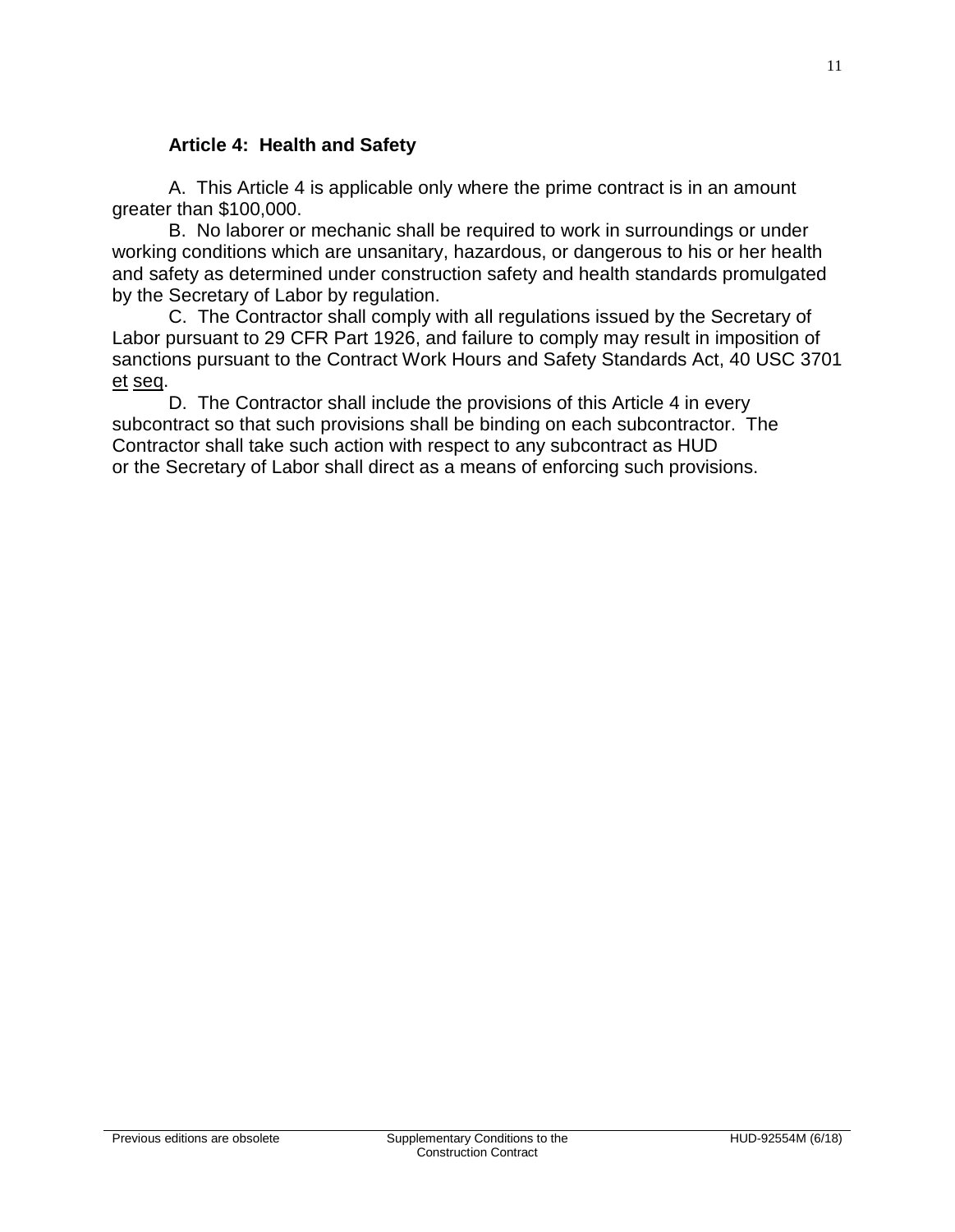### **Article 4: Health and Safety**

A. This Article 4 is applicable only where the prime contract is in an amount greater than $100,000.

B. No laborer or mechanic shall be required to work in surroundings or under working conditions which are unsanitary, hazardous, or dangerous to his or her health and safety as determined under construction safety and health standards promulgated by the Secretary of Labor by regulation.

C. The Contractor shall comply with all regulations issued by the Secretary of Labor pursuant to 29 CFR Part 1926, and failure to comply may result in imposition of sanctions pursuant to the Contract Work Hours and Safety Standards Act, 40 USC 3701 et seq.

D. The Contractor shall include the provisions of this Article 4 in every subcontract so that such provisions shall be binding on each subcontractor. The Contractor shall take such action with respect to any subcontract as HUD or the Secretary of Labor shall direct as a means of enforcing such provisions.